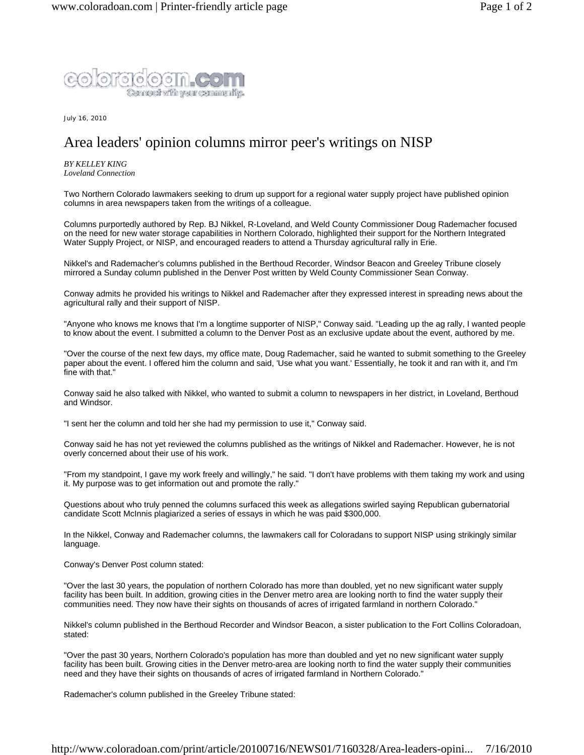July 16, 2010

# Area leaders' opinion columns mirror peer's writings on NISP

*BY KELLEY KING*
*Loveland Connection*

Two Northern Colorado lawmakers seeking to drum up support for a regional water supply project have published opinion columns in area newspapers taken from the writings of a colleague.

Columns purportedly authored by Rep. BJ Nikkel, R-Loveland, and Weld County Commissioner Doug Rademacher focused on the need for new water storage capabilities in Northern Colorado, highlighted their support for the Northern Integrated Water Supply Project, or NISP, and encouraged readers to attend a Thursday agricultural rally in Erie.

Nikkel's and Rademacher's columns published in the Berthoud Recorder, Windsor Beacon and Greeley Tribune closely mirrored a Sunday column published in the Denver Post written by Weld County Commissioner Sean Conway.

Conway admits he provided his writings to Nikkel and Rademacher after they expressed interest in spreading news about the agricultural rally and their support of NISP.

"Anyone who knows me knows that I'm a longtime supporter of NISP," Conway said. "Leading up the ag rally, I wanted people to know about the event. I submitted a column to the Denver Post as an exclusive update about the event, authored by me.

"Over the course of the next few days, my office mate, Doug Rademacher, said he wanted to submit something to the Greeley paper about the event. I offered him the column and said, 'Use what you want.' Essentially, he took it and ran with it, and I'm fine with that."

Conway said he also talked with Nikkel, who wanted to submit a column to newspapers in her district, in Loveland, Berthoud and Windsor.

"I sent her the column and told her she had my permission to use it," Conway said.

Conway said he has not yet reviewed the columns published as the writings of Nikkel and Rademacher. However, he is not overly concerned about their use of his work.

"From my standpoint, I gave my work freely and willingly," he said. "I don't have problems with them taking my work and using it. My purpose was to get information out and promote the rally."

Questions about who truly penned the columns surfaced this week as allegations swirled saying Republican gubernatorial candidate Scott McInnis plagiarized a series of essays in which he was paid $300,000.

In the Nikkel, Conway and Rademacher columns, the lawmakers call for Coloradans to support NISP using strikingly similar language.

Conway's Denver Post column stated:

"Over the last 30 years, the population of northern Colorado has more than doubled, yet no new significant water supply facility has been built. In addition, growing cities in the Denver metro area are looking north to find the water supply their communities need. They now have their sights on thousands of acres of irrigated farmland in northern Colorado."

Nikkel's column published in the Berthoud Recorder and Windsor Beacon, a sister publication to the Fort Collins Coloradoan, stated:

"Over the past 30 years, Northern Colorado's population has more than doubled and yet no new significant water supply facility has been built. Growing cities in the Denver metro-area are looking north to find the water supply their communities need and they have their sights on thousands of acres of irrigated farmland in Northern Colorado."

Rademacher's column published in the Greeley Tribune stated: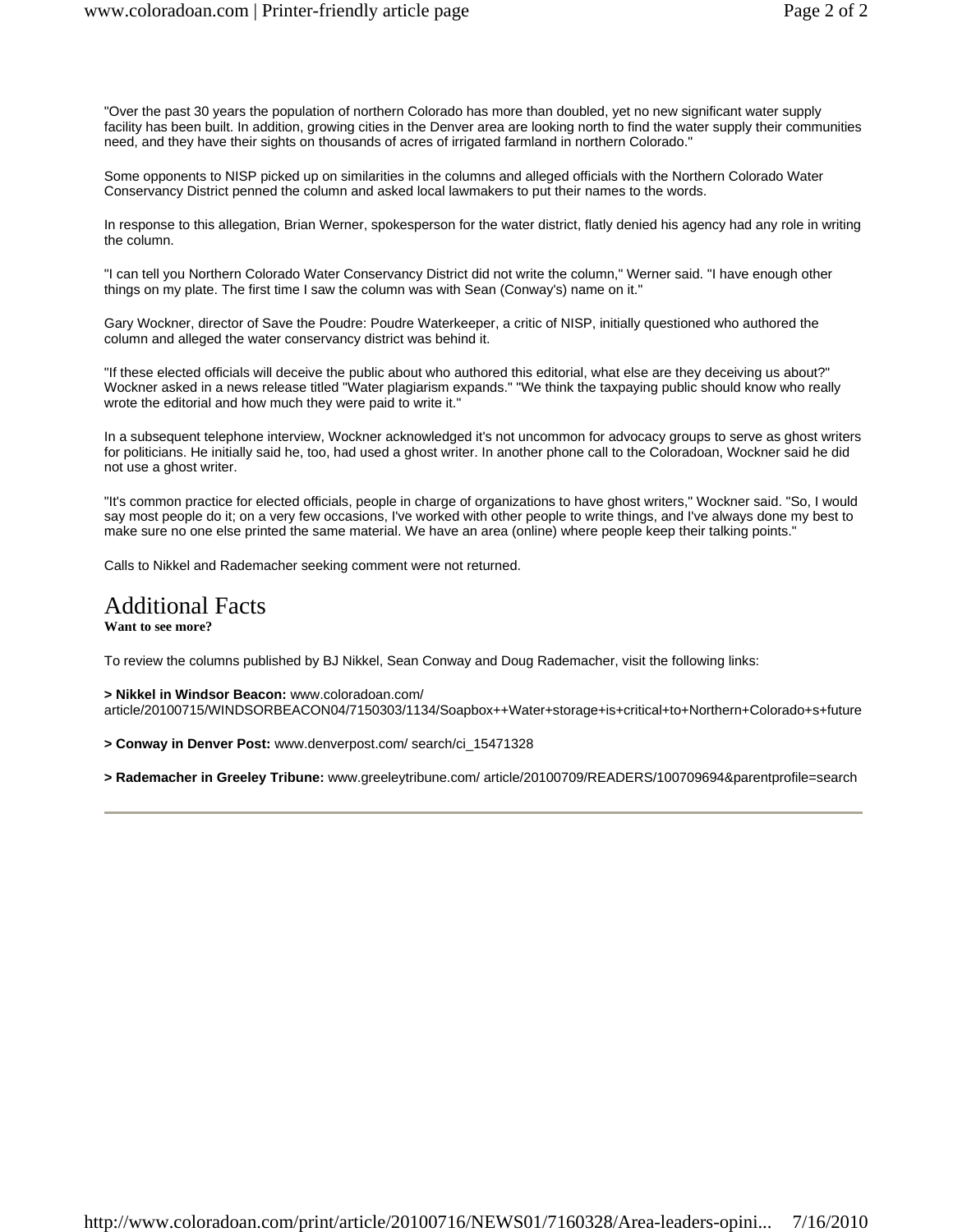"Over the past 30 years the population of northern Colorado has more than doubled, yet no new significant water supply facility has been built. In addition, growing cities in the Denver area are looking north to find the water supply their communities need, and they have their sights on thousands of acres of irrigated farmland in northern Colorado."

Some opponents to NISP picked up on similarities in the columns and alleged officials with the Northern Colorado Water Conservancy District penned the column and asked local lawmakers to put their names to the words.

In response to this allegation, Brian Werner, spokesperson for the water district, flatly denied his agency had any role in writing the column.

"I can tell you Northern Colorado Water Conservancy District did not write the column," Werner said. "I have enough other things on my plate. The first time I saw the column was with Sean (Conway's) name on it."

Gary Wockner, director of Save the Poudre: Poudre Waterkeeper, a critic of NISP, initially questioned who authored the column and alleged the water conservancy district was behind it.

"If these elected officials will deceive the public about who authored this editorial, what else are they deceiving us about?" Wockner asked in a news release titled "Water plagiarism expands." "We think the taxpaying public should know who really wrote the editorial and how much they were paid to write it."

In a subsequent telephone interview, Wockner acknowledged it's not uncommon for advocacy groups to serve as ghost writers for politicians. He initially said he, too, had used a ghost writer. In another phone call to the Coloradoan, Wockner said he did not use a ghost writer.

"It's common practice for elected officials, people in charge of organizations to have ghost writers," Wockner said. "So, I would say most people do it; on a very few occasions, I've worked with other people to write things, and I've always done my best to make sure no one else printed the same material. We have an area (online) where people keep their talking points."

Calls to Nikkel and Rademacher seeking comment were not returned.

# Additional Facts

**Want to see more?**

To review the columns published by BJ Nikkel, Sean Conway and Doug Rademacher, visit the following links:

**> Nikkel in Windsor Beacon:** www.coloradoan.com/article/20100715/WINDSORBEACON04/7150303/1134/Soapbox++Water+storage+is+critical+to+Northern+Colorado+s+future

**> Conway in Denver Post:** www.denverpost.com/ search/ci_15471328

**> Rademacher in Greeley Tribune:** www.greeleytribune.com/ article/20100709/READERS/100709694&parentprofile=search